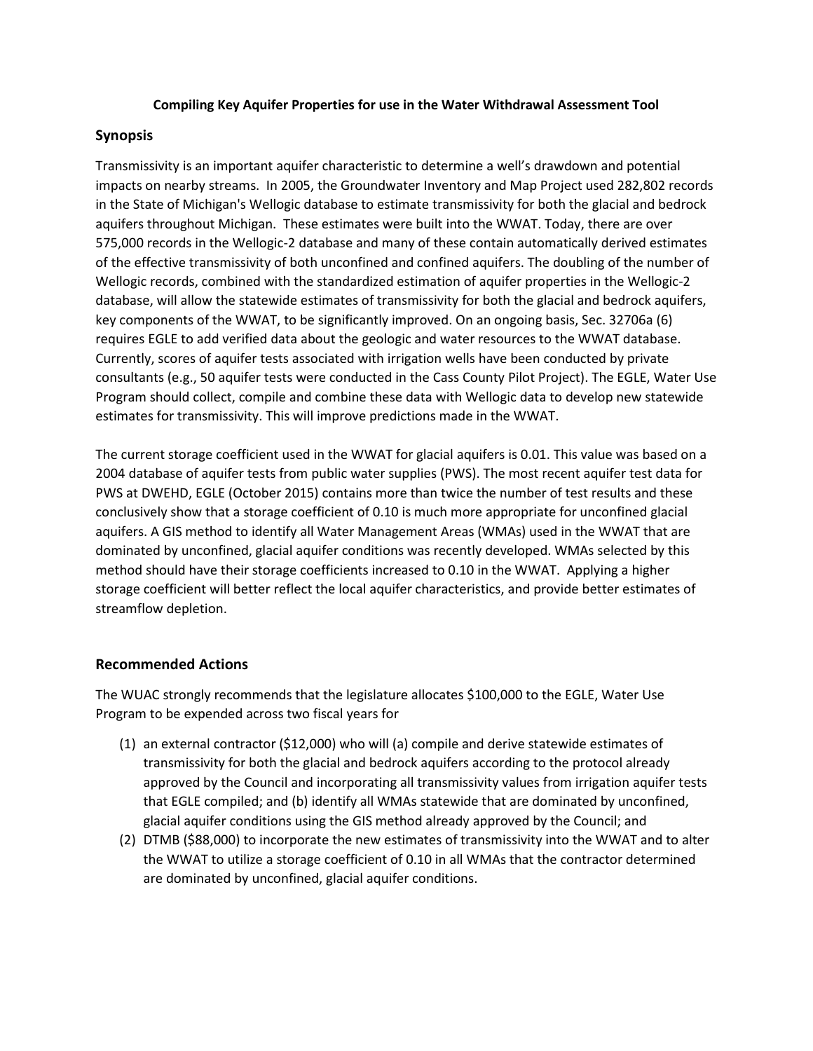**Compiling Key Aquifer Properties for use in the Water Withdrawal Assessment Tool**

## Synopsis

Transmissivity is an important aquifer characteristic to determine a well's drawdown and potential impacts on nearby streams. In 2005, the Groundwater Inventory and Map Project used 282,802 records in the State of Michigan's Wellogic database to estimate transmissivity for both the glacial and bedrock aquifers throughout Michigan. These estimates were built into the WWAT. Today, there are over 575,000 records in the Wellogic-2 database and many of these contain automatically derived estimates of the effective transmissivity of both unconfined and confined aquifers. The doubling of the number of Wellogic records, combined with the standardized estimation of aquifer properties in the Wellogic-2 database, will allow the statewide estimates of transmissivity for both the glacial and bedrock aquifers, key components of the WWAT, to be significantly improved. On an ongoing basis, Sec. 32706a (6) requires EGLE to add verified data about the geologic and water resources to the WWAT database. Currently, scores of aquifer tests associated with irrigation wells have been conducted by private consultants (e.g., 50 aquifer tests were conducted in the Cass County Pilot Project). The EGLE, Water Use Program should collect, compile and combine these data with Wellogic data to develop new statewide estimates for transmissivity. This will improve predictions made in the WWAT.

The current storage coefficient used in the WWAT for glacial aquifers is 0.01. This value was based on a 2004 database of aquifer tests from public water supplies (PWS). The most recent aquifer test data for PWS at DWEHD, EGLE (October 2015) contains more than twice the number of test results and these conclusively show that a storage coefficient of 0.10 is much more appropriate for unconfined glacial aquifers. A GIS method to identify all Water Management Areas (WMAs) used in the WWAT that are dominated by unconfined, glacial aquifer conditions was recently developed. WMAs selected by this method should have their storage coefficients increased to 0.10 in the WWAT. Applying a higher storage coefficient will better reflect the local aquifer characteristics, and provide better estimates of streamflow depletion.

## Recommended Actions

The WUAC strongly recommends that the legislature allocates $100,000 to the EGLE, Water Use Program to be expended across two fiscal years for

(1) an external contractor ($12,000) who will (a) compile and derive statewide estimates of transmissivity for both the glacial and bedrock aquifers according to the protocol already approved by the Council and incorporating all transmissivity values from irrigation aquifer tests that EGLE compiled; and (b) identify all WMAs statewide that are dominated by unconfined, glacial aquifer conditions using the GIS method already approved by the Council; and

(2) DTMB ($88,000) to incorporate the new estimates of transmissivity into the WWAT and to alter the WWAT to utilize a storage coefficient of 0.10 in all WMAs that the contractor determined are dominated by unconfined, glacial aquifer conditions.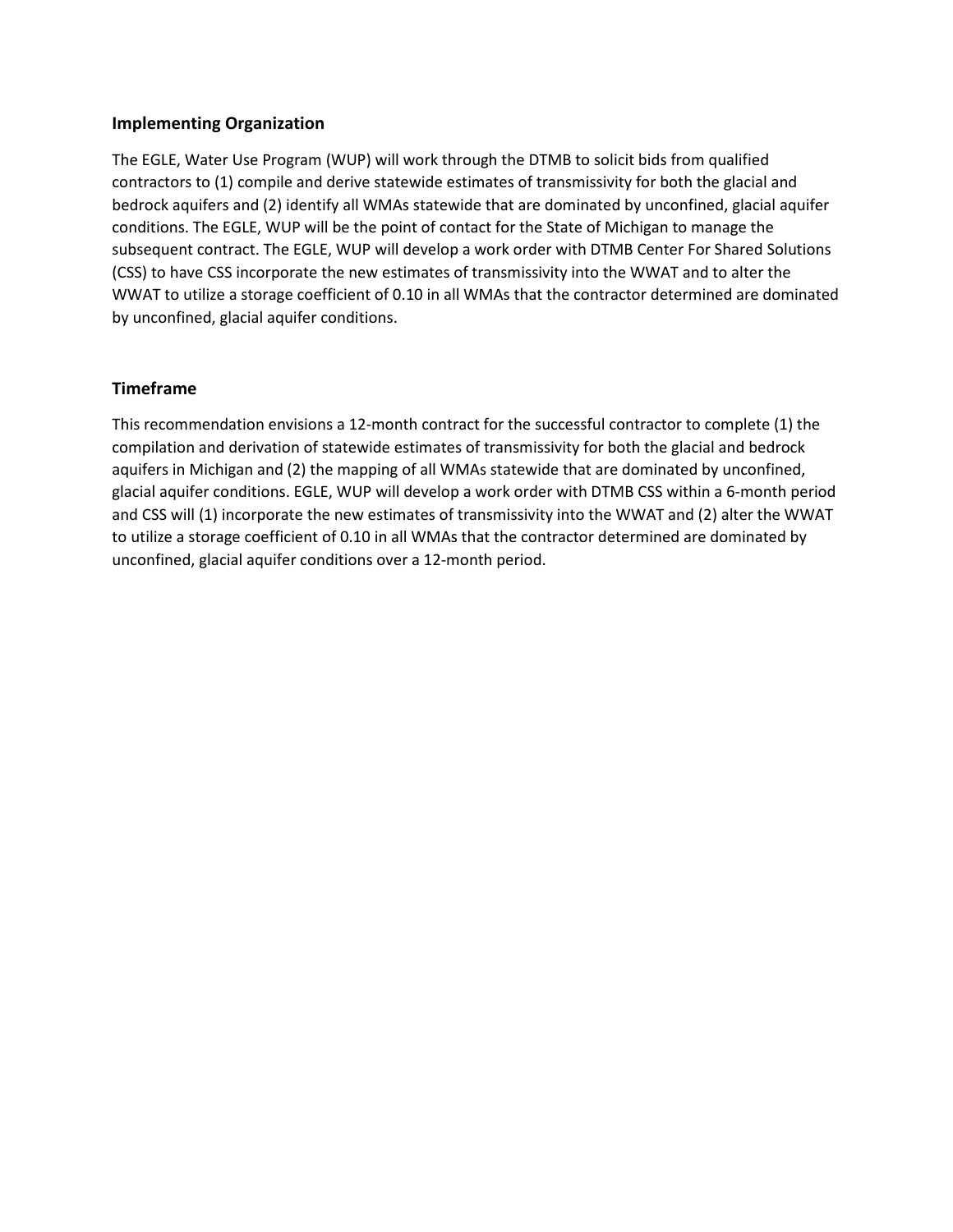### Implementing Organization

The EGLE, Water Use Program (WUP) will work through the DTMB to solicit bids from qualified contractors to (1) compile and derive statewide estimates of transmissivity for both the glacial and bedrock aquifers and (2) identify all WMAs statewide that are dominated by unconfined, glacial aquifer conditions. The EGLE, WUP will be the point of contact for the State of Michigan to manage the subsequent contract. The EGLE, WUP will develop a work order with DTMB Center For Shared Solutions (CSS) to have CSS incorporate the new estimates of transmissivity into the WWAT and to alter the WWAT to utilize a storage coefficient of 0.10 in all WMAs that the contractor determined are dominated by unconfined, glacial aquifer conditions.

### Timeframe

This recommendation envisions a 12-month contract for the successful contractor to complete (1) the compilation and derivation of statewide estimates of transmissivity for both the glacial and bedrock aquifers in Michigan and (2) the mapping of all WMAs statewide that are dominated by unconfined, glacial aquifer conditions. EGLE, WUP will develop a work order with DTMB CSS within a 6-month period and CSS will (1) incorporate the new estimates of transmissivity into the WWAT and (2) alter the WWAT to utilize a storage coefficient of 0.10 in all WMAs that the contractor determined are dominated by unconfined, glacial aquifer conditions over a 12-month period.